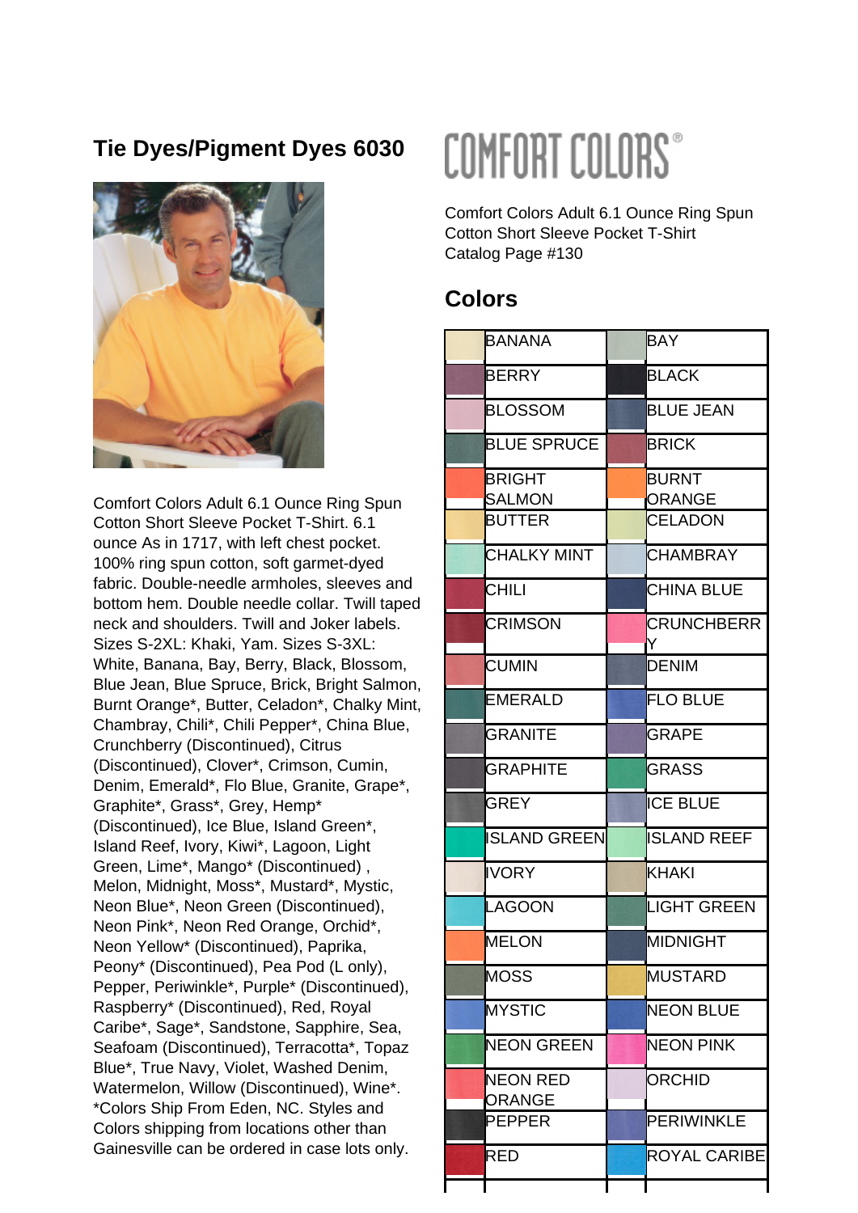## Tie Dyes/Pigment Dyes 6030

Comfort Colors Adult 6.1 Ounce Ring Spun Cotton Short Sleeve Pocket T-Shirt. 6.1 ounce As in 1717, with left chest pocket. 100% ring spun cotton, soft garmet-dyed fabric. Double-needle armholes, sleeves and bottom hem. Double needle collar. Twill taped neck and shoulders. Twill and Joker labels. Sizes S-2XL: Khaki, Yam. Sizes S-3XL: White, Banana, Bay, Berry, Black, Blossom, Blue Jean, Blue Spruce, Brick, Bright Salmon, Burnt Orange*, Butter, Celadon*, Chalky Mint, Chambray, Chili*, Chili Pepper*, China Blue, Crunchberry (Discontinued), Citrus (Discontinued), Clover*, Crimson, Cumin, Denim, Emerald*, Flo Blue, Granite, Grape*, Graphite*, Grass*, Grey, Hemp* (Discontinued), Ice Blue, Island Green*, Island Reef, Ivory, Kiwi*, Lagoon, Light Green, Lime*, Mango* (Discontinued) , Melon, Midnight, Moss*, Mustard*, Mystic, Neon Blue*, Neon Green (Discontinued), Neon Pink*, Neon Red Orange, Orchid*, Neon Yellow* (Discontinued), Paprika, Peony* (Discontinued), Pea Pod (L only), Pepper, Periwinkle*, Purple* (Discontinued), Raspberry* (Discontinued), Red, Royal Caribe*, Sage*, Sandstone, Sapphire, Sea, Seafoam (Discontinued), Terracotta*, Topaz Blue*, True Navy, Violet, Washed Denim, Watermelon, Willow (Discontinued), Wine*. *Colors Ship From Eden, NC. Styles and Colors shipping from locations other than Gainesville can be ordered in case lots only.

# COMFORT COLORS®

Comfort Colors Adult 6.1 Ounce Ring Spun Cotton Short Sleeve Pocket T-Shirt
Catalog Page #130

## Colors

| | |
|---|---|
| BANANA | BAY |
| BERRY | BLACK |
| BLOSSOM | BLUE JEAN |
| BLUE SPRUCE | BRICK |
| BRIGHT SALMON | BURNT ORANGE |
| BUTTER | CELADON |
| CHALKY MINT | CHAMBRAY |
| CHILI | CHINA BLUE |
| CRIMSON | CRUNCHBERRY |
| CUMIN | DENIM |
| EMERALD | FLO BLUE |
| GRANITE | GRAPE |
| GRAPHITE | GRASS |
| GREY | ICE BLUE |
| ISLAND GREEN | ISLAND REEF |
| IVORY | KHAKI |
| LAGOON | LIGHT GREEN |
| MELON | MIDNIGHT |
| MOSS | MUSTARD |
| MYSTIC | NEON BLUE |
| NEON GREEN | NEON PINK |
| NEON RED ORANGE | ORCHID |
| PEPPER | PERIWINKLE |
| RED | ROYAL CARIBE |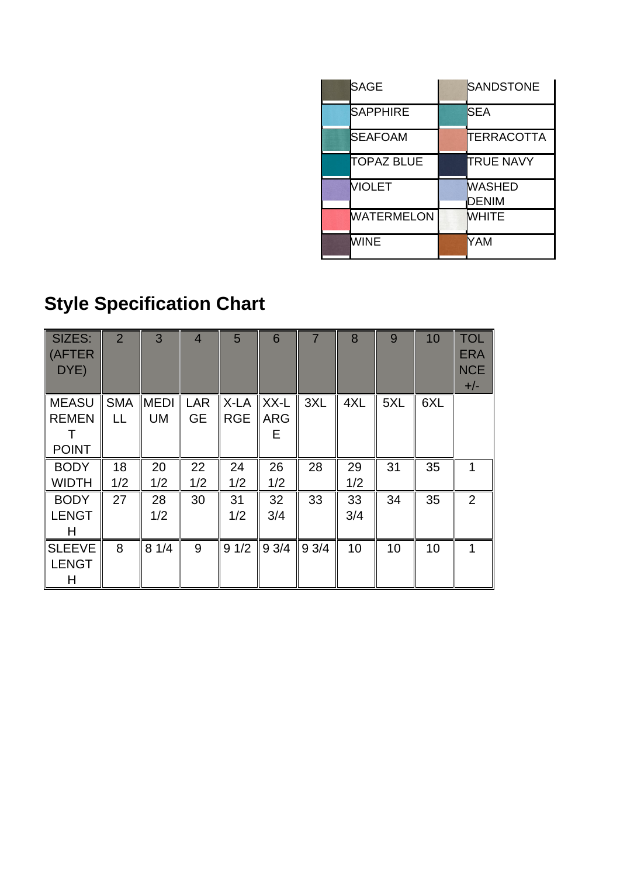| | | | |
|---|---|---|---|
| | SAGE | | SANDSTONE |
| | SAPPHIRE | | SEA |
| | SEAFOAM | | TERRACOTTA |
| | TOPAZ BLUE | | TRUE NAVY |
| | VIOLET | | WASHED DENIM |
| | WATERMELON | | WHITE |
| | WINE | | YAM |

## Style Specification Chart

| SIZES: (AFTER DYE) | 2 | 3 | 4 | 5 | 6 | 7 | 8 | 9 | 10 | TOLERANCE +/- |
|---|---|---|---|---|---|---|---|---|---|---|
| MEASUREMENT POINT | SMALL | MEDIUM | LARGE | X-LARGE | XX-LARGE | 3XL | 4XL | 5XL | 6XL | |
| BODY WIDTH | 18 1/2 | 20 1/2 | 22 1/2 | 24 1/2 | 26 1/2 | 28 | 29 1/2 | 31 | 35 | 1 |
| BODY LENGTH | 27 | 28 1/2 | 30 | 31 1/2 | 32 3/4 | 33 | 33 3/4 | 34 | 35 | 2 |
| SLEEVE LENGTH | 8 | 8 1/4 | 9 | 9 1/2 | 9 3/4 | 9 3/4 | 10 | 10 | 10 | 1 |